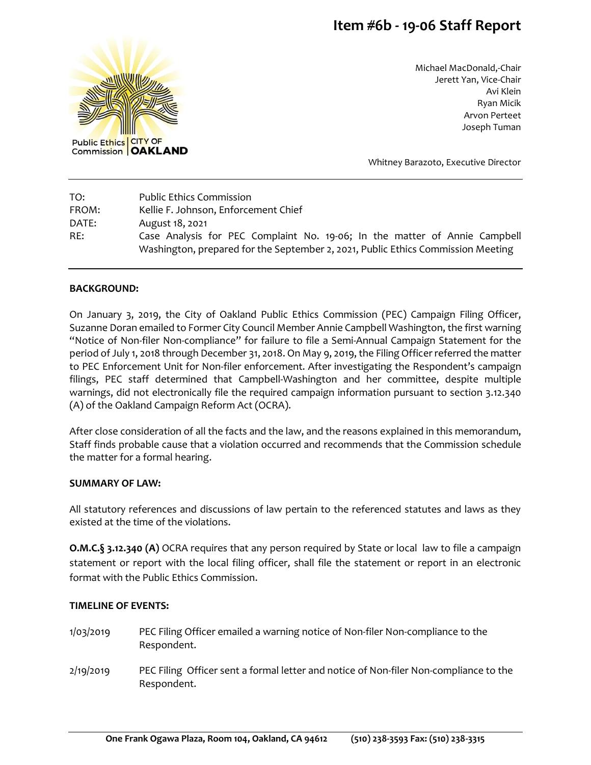# Item #6b - 19-06 Staff Report

Public Ethics Commission | CITY OF OAKLAND

Michael MacDonald,-Chair
Jerett Yan, Vice-Chair
Avi Klein
Ryan Micik
Arvon Perteet
Joseph Tuman

Whitney Barazoto, Executive Director

| | |
|---|---|
| TO: | Public Ethics Commission |
| FROM: | Kellie F. Johnson, Enforcement Chief |
| DATE: | August 18, 2021 |
| RE: | Case Analysis for PEC Complaint No. 19-06; In the matter of Annie Campbell Washington, prepared for the September 2, 2021, Public Ethics Commission Meeting |

**BACKGROUND:**

On January 3, 2019, the City of Oakland Public Ethics Commission (PEC) Campaign Filing Officer, Suzanne Doran emailed to Former City Council Member Annie Campbell Washington, the first warning "Notice of Non-filer Non-compliance" for failure to file a Semi-Annual Campaign Statement for the period of July 1, 2018 through December 31, 2018. On May 9, 2019, the Filing Officer referred the matter to PEC Enforcement Unit for Non-filer enforcement. After investigating the Respondent's campaign filings, PEC staff determined that Campbell-Washington and her committee, despite multiple warnings, did not electronically file the required campaign information pursuant to section 3.12.340 (A) of the Oakland Campaign Reform Act (OCRA).

After close consideration of all the facts and the law, and the reasons explained in this memorandum, Staff finds probable cause that a violation occurred and recommends that the Commission schedule the matter for a formal hearing.

**SUMMARY OF LAW:**

All statutory references and discussions of law pertain to the referenced statutes and laws as they existed at the time of the violations.

**O.M.C.§ 3.12.340 (A)** OCRA requires that any person required by State or local law to file a campaign statement or report with the local filing officer, shall file the statement or report in an electronic format with the Public Ethics Commission.

**TIMELINE OF EVENTS:**

1/03/2019 PEC Filing Officer emailed a warning notice of Non-filer Non-compliance to the Respondent.

2/19/2019 PEC Filing Officer sent a formal letter and notice of Non-filer Non-compliance to the Respondent.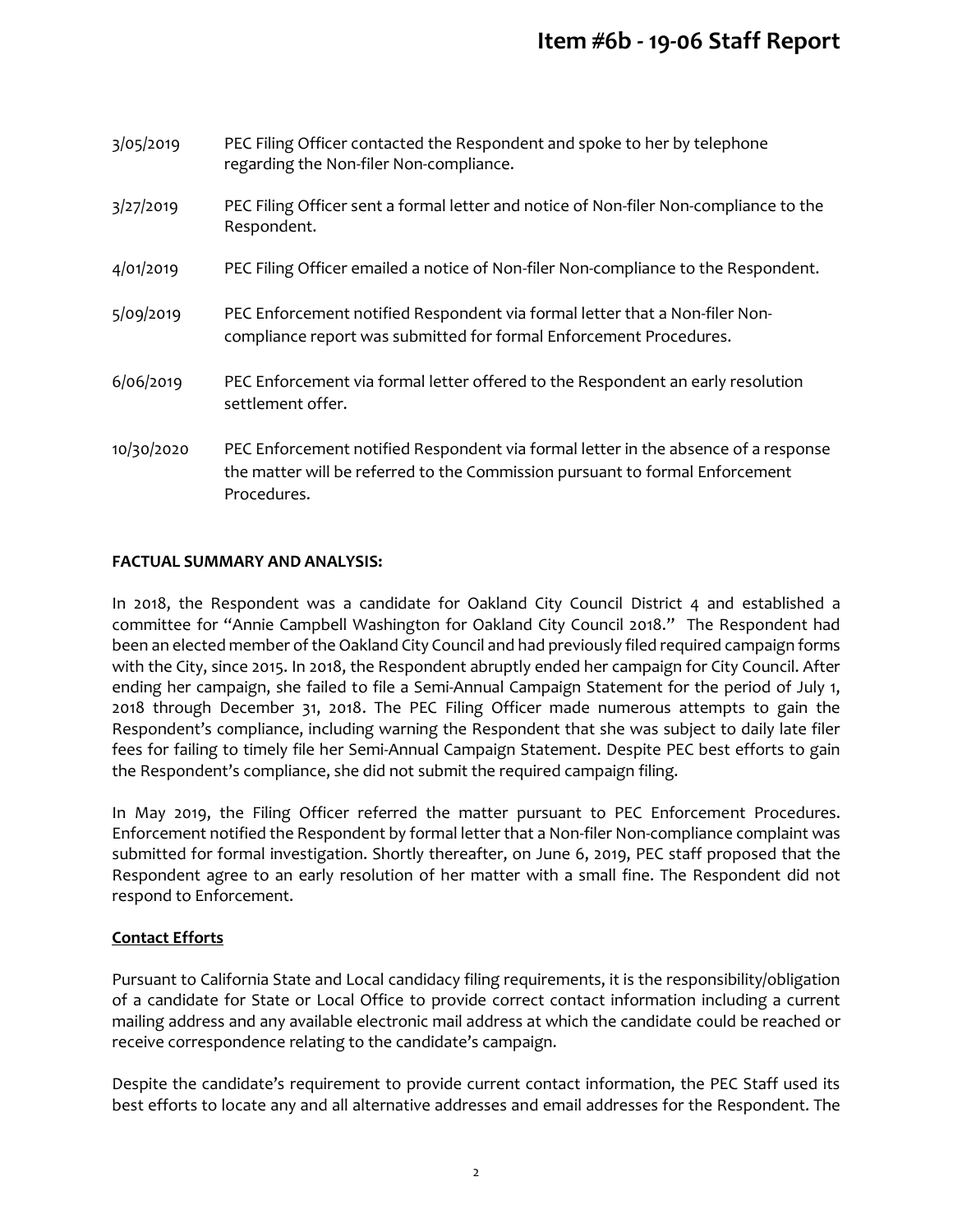| | |
|---|---|
| 3/05/2019 | PEC Filing Officer contacted the Respondent and spoke to her by telephone regarding the Non-filer Non-compliance. |
| 3/27/2019 | PEC Filing Officer sent a formal letter and notice of Non-filer Non-compliance to the Respondent. |
| 4/01/2019 | PEC Filing Officer emailed a notice of Non-filer Non-compliance to the Respondent. |
| 5/09/2019 | PEC Enforcement notified Respondent via formal letter that a Non-filer Non-compliance report was submitted for formal Enforcement Procedures. |
| 6/06/2019 | PEC Enforcement via formal letter offered to the Respondent an early resolution settlement offer. |
| 10/30/2020 | PEC Enforcement notified Respondent via formal letter in the absence of a response the matter will be referred to the Commission pursuant to formal Enforcement Procedures. |

**FACTUAL SUMMARY AND ANALYSIS:**

In 2018, the Respondent was a candidate for Oakland City Council District 4 and established a committee for "Annie Campbell Washington for Oakland City Council 2018." The Respondent had been an elected member of the Oakland City Council and had previously filed required campaign forms with the City, since 2015. In 2018, the Respondent abruptly ended her campaign for City Council. After ending her campaign, she failed to file a Semi-Annual Campaign Statement for the period of July 1, 2018 through December 31, 2018. The PEC Filing Officer made numerous attempts to gain the Respondent's compliance, including warning the Respondent that she was subject to daily late filer fees for failing to timely file her Semi-Annual Campaign Statement. Despite PEC best efforts to gain the Respondent's compliance, she did not submit the required campaign filing.

In May 2019, the Filing Officer referred the matter pursuant to PEC Enforcement Procedures. Enforcement notified the Respondent by formal letter that a Non-filer Non-compliance complaint was submitted for formal investigation. Shortly thereafter, on June 6, 2019, PEC staff proposed that the Respondent agree to an early resolution of her matter with a small fine. The Respondent did not respond to Enforcement.

**Contact Efforts**

Pursuant to California State and Local candidacy filing requirements, it is the responsibility/obligation of a candidate for State or Local Office to provide correct contact information including a current mailing address and any available electronic mail address at which the candidate could be reached or receive correspondence relating to the candidate's campaign.

Despite the candidate's requirement to provide current contact information, the PEC Staff used its best efforts to locate any and all alternative addresses and email addresses for the Respondent. The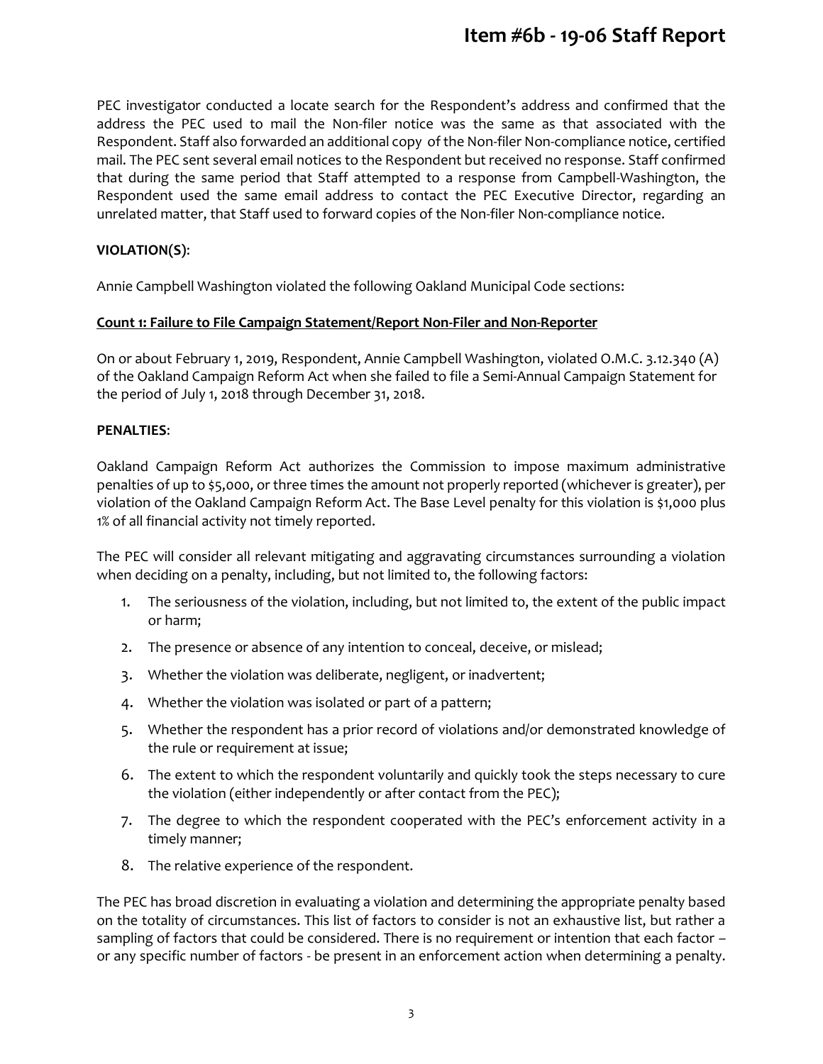PEC investigator conducted a locate search for the Respondent's address and confirmed that the address the PEC used to mail the Non-filer notice was the same as that associated with the Respondent. Staff also forwarded an additional copy of the Non-filer Non-compliance notice, certified mail. The PEC sent several email notices to the Respondent but received no response. Staff confirmed that during the same period that Staff attempted to a response from Campbell-Washington, the Respondent used the same email address to contact the PEC Executive Director, regarding an unrelated matter, that Staff used to forward copies of the Non-filer Non-compliance notice.

**VIOLATION(S)**:

Annie Campbell Washington violated the following Oakland Municipal Code sections:

**Count 1: Failure to File Campaign Statement/Report Non-Filer and Non-Reporter**

On or about February 1, 2019, Respondent, Annie Campbell Washington, violated O.M.C. 3.12.340 (A) of the Oakland Campaign Reform Act when she failed to file a Semi-Annual Campaign Statement for the period of July 1, 2018 through December 31, 2018.

**PENALTIES**:

Oakland Campaign Reform Act authorizes the Commission to impose maximum administrative penalties of up to $5,000, or three times the amount not properly reported (whichever is greater), per violation of the Oakland Campaign Reform Act. The Base Level penalty for this violation is $1,000 plus 1% of all financial activity not timely reported.

The PEC will consider all relevant mitigating and aggravating circumstances surrounding a violation when deciding on a penalty, including, but not limited to, the following factors:

1. The seriousness of the violation, including, but not limited to, the extent of the public impact or harm;
2. The presence or absence of any intention to conceal, deceive, or mislead;
3. Whether the violation was deliberate, negligent, or inadvertent;
4. Whether the violation was isolated or part of a pattern;
5. Whether the respondent has a prior record of violations and/or demonstrated knowledge of the rule or requirement at issue;
6. The extent to which the respondent voluntarily and quickly took the steps necessary to cure the violation (either independently or after contact from the PEC);
7. The degree to which the respondent cooperated with the PEC's enforcement activity in a timely manner;
8. The relative experience of the respondent.

The PEC has broad discretion in evaluating a violation and determining the appropriate penalty based on the totality of circumstances. This list of factors to consider is not an exhaustive list, but rather a sampling of factors that could be considered. There is no requirement or intention that each factor – or any specific number of factors - be present in an enforcement action when determining a penalty.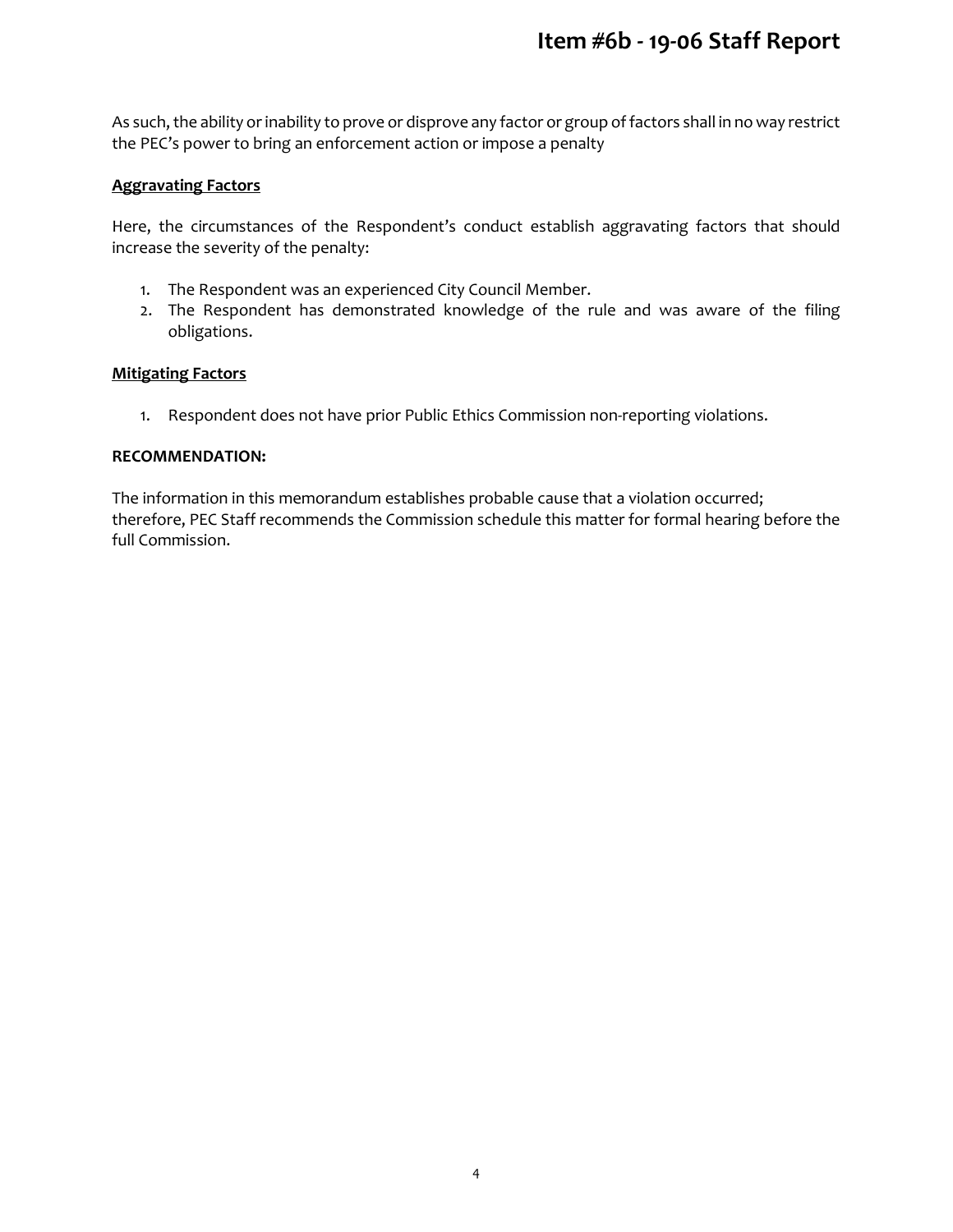As such, the ability or inability to prove or disprove any factor or group of factors shall in no way restrict the PEC's power to bring an enforcement action or impose a penalty

**Aggravating Factors**

Here, the circumstances of the Respondent's conduct establish aggravating factors that should increase the severity of the penalty:

1. The Respondent was an experienced City Council Member.
2. The Respondent has demonstrated knowledge of the rule and was aware of the filing obligations.

**Mitigating Factors**

1. Respondent does not have prior Public Ethics Commission non-reporting violations.

**RECOMMENDATION:**

The information in this memorandum establishes probable cause that a violation occurred; therefore, PEC Staff recommends the Commission schedule this matter for formal hearing before the full Commission.